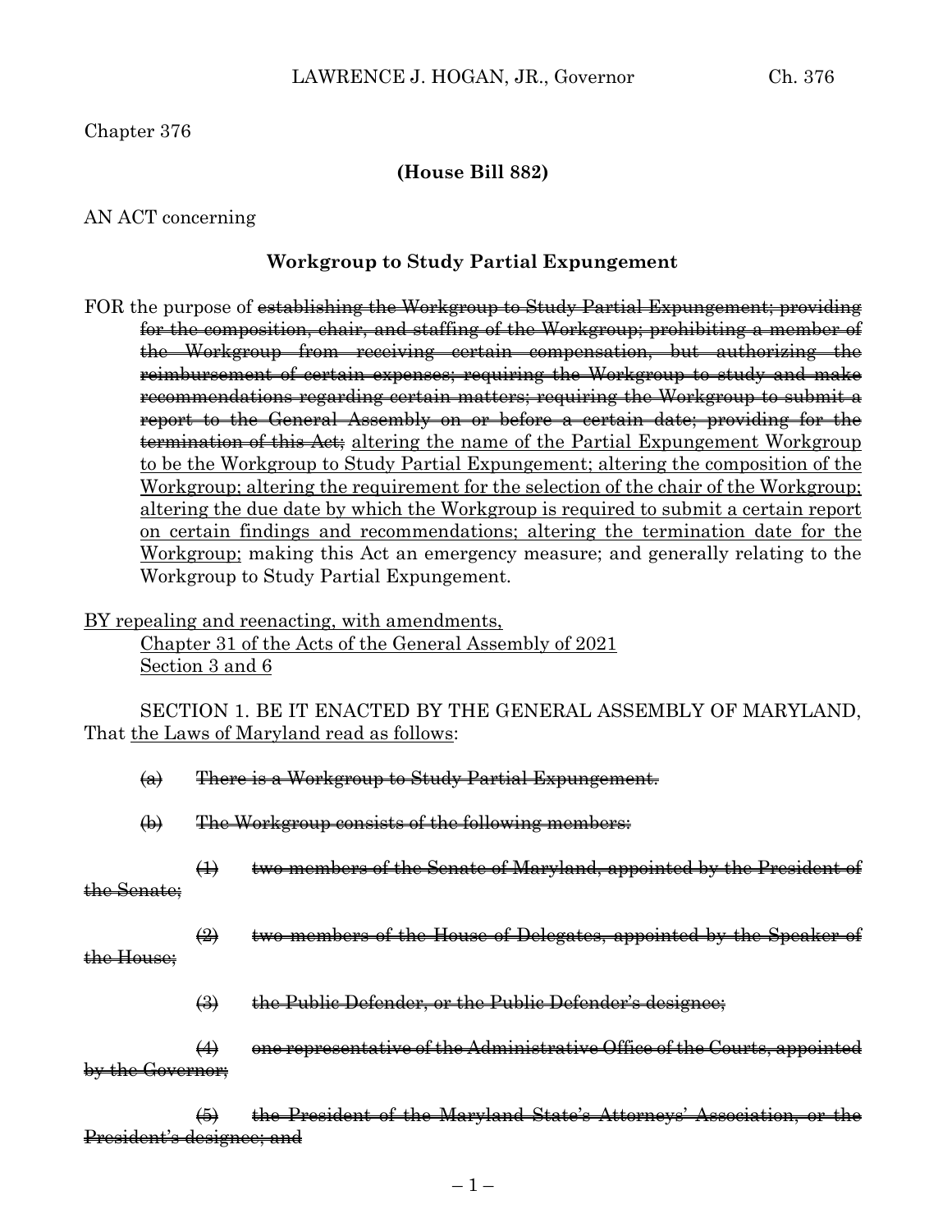Chapter 376

**(House Bill 882)**

AN ACT concerning

**Workgroup to Study Partial Expungement**

FOR the purpose of ~~establishing the Workgroup to Study Partial Expungement; providing for the composition, chair, and staffing of the Workgroup; prohibiting a member of the Workgroup from receiving certain compensation, but authorizing the reimbursement of certain expenses; requiring the Workgroup to study and make recommendations regarding certain matters; requiring the Workgroup to submit a report to the General Assembly on or before a certain date; providing for the termination of this Act;~~ <u>altering the name of the Partial Expungement Workgroup to be the Workgroup to Study Partial Expungement; altering the composition of the Workgroup; altering the requirement for the selection of the chair of the Workgroup; altering the due date by which the Workgroup is required to submit a certain report on certain findings and recommendations; altering the termination date for the Workgroup;</u> making this Act an emergency measure; and generally relating to the Workgroup to Study Partial Expungement.

<u>BY repealing and reenacting, with amendments,</u>
<u>Chapter 31 of the Acts of the General Assembly of 2021</u>
<u>Section 3 and 6</u>

SECTION 1. BE IT ENACTED BY THE GENERAL ASSEMBLY OF MARYLAND, That <u>the Laws of Maryland read as follows</u>:

~~(a) There is a Workgroup to Study Partial Expungement.~~

~~(b) The Workgroup consists of the following members:~~

~~(1) two members of the Senate of Maryland, appointed by the President of the Senate;~~

~~(2) two members of the House of Delegates, appointed by the Speaker of the House;~~

~~(3) the Public Defender, or the Public Defender's designee;~~

~~(4) one representative of the Administrative Office of the Courts, appointed by the Governor;~~

~~(5) the President of the Maryland State's Attorneys' Association, or the President's designee; and~~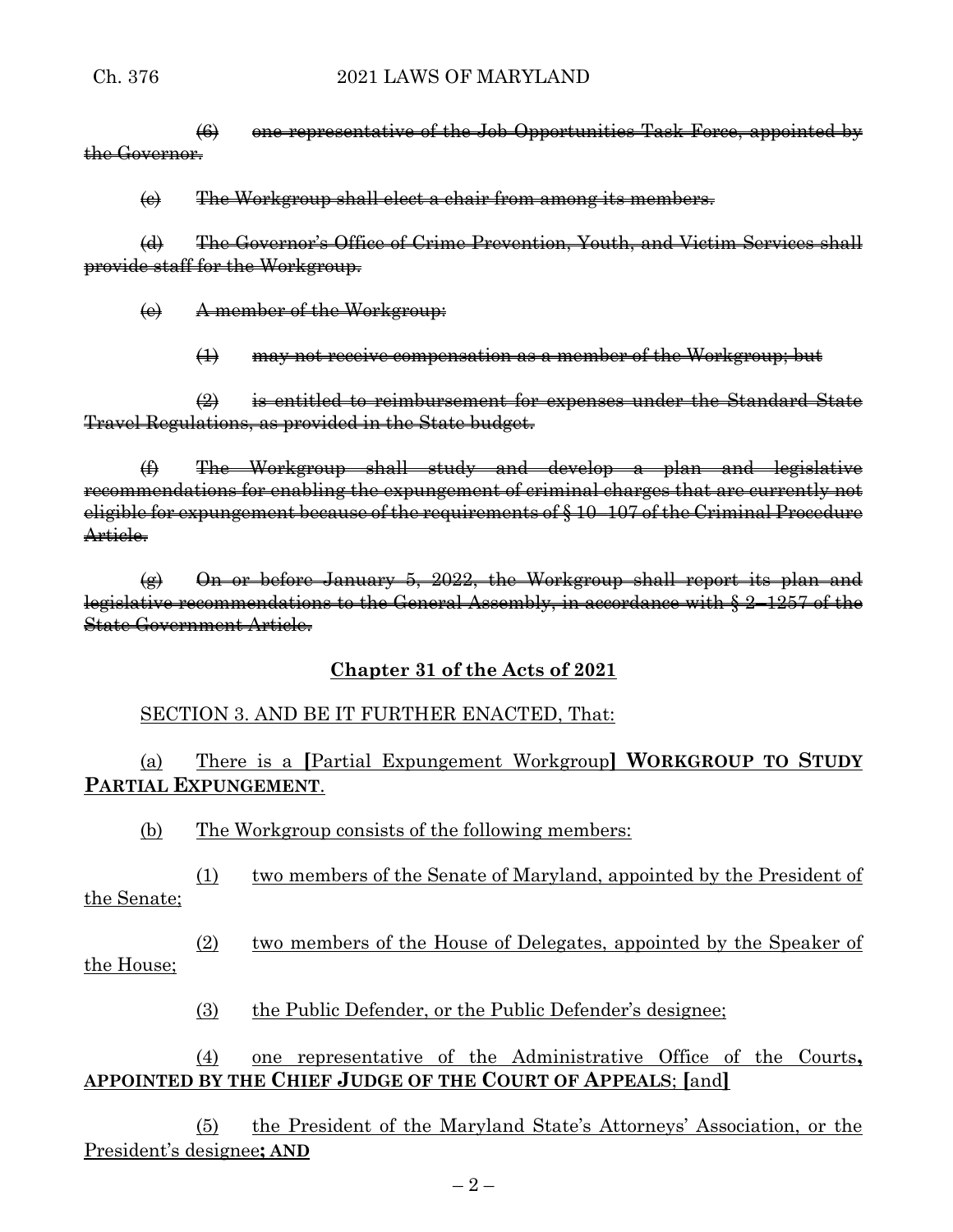(6) ~~one representative of the Job Opportunities Task Force, appointed by the Governor.~~

~~(c) The Workgroup shall elect a chair from among its members.~~

~~(d) The Governor's Office of Crime Prevention, Youth, and Victim Services shall provide staff for the Workgroup.~~

~~(e) A member of the Workgroup:~~

~~(1) may not receive compensation as a member of the Workgroup; but~~

~~(2) is entitled to reimbursement for expenses under the Standard State Travel Regulations, as provided in the State budget.~~

~~(f) The Workgroup shall study and develop a plan and legislative recommendations for enabling the expungement of criminal charges that are currently not eligible for expungement because of the requirements of § 10–107 of the Criminal Procedure Article.~~

~~(g) On or before January 5, 2022, the Workgroup shall report its plan and legislative recommendations to the General Assembly, in accordance with § 2–1257 of the State Government Article.~~

**Chapter 31 of the Acts of 2021**

SECTION 3. AND BE IT FURTHER ENACTED, That:

(a) There is a [Partial Expungement Workgroup] **WORKGROUP TO STUDY PARTIAL EXPUNGEMENT**.

(b) The Workgroup consists of the following members:

(1) two members of the Senate of Maryland, appointed by the President of the Senate;

(2) two members of the House of Delegates, appointed by the Speaker of the House;

(3) the Public Defender, or the Public Defender's designee;

(4) one representative of the Administrative Office of the Courts**, APPOINTED BY THE CHIEF JUDGE OF THE COURT OF APPEALS**; [and]

(5) the President of the Maryland State's Attorneys' Association, or the President's designee**; AND**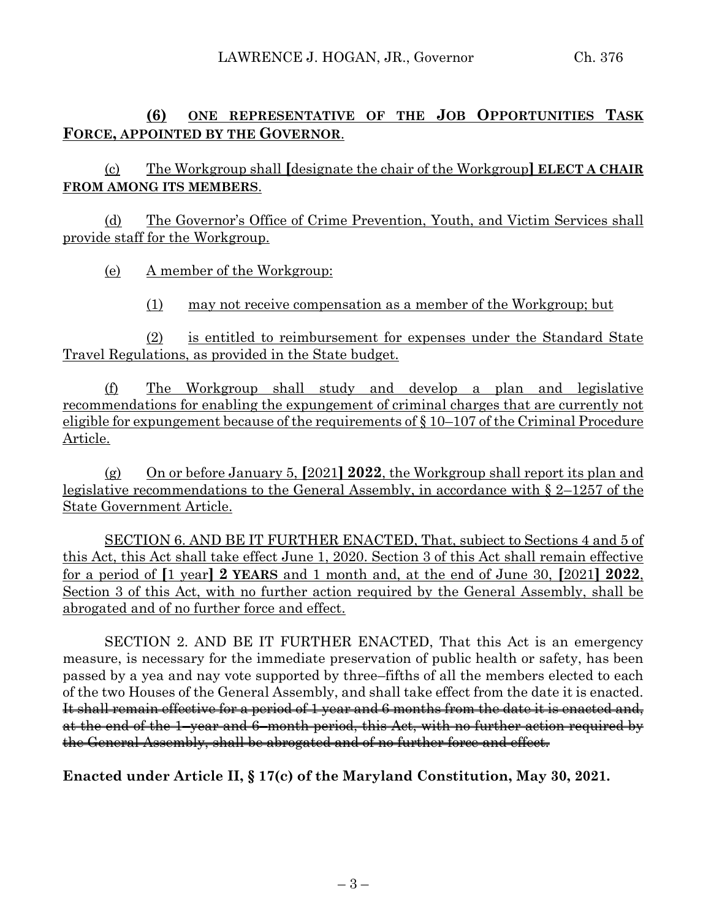**(6)** ONE REPRESENTATIVE OF THE JOB OPPORTUNITIES TASK FORCE, APPOINTED BY THE GOVERNOR.

(c) The Workgroup shall **[**designate the chair of the Workgroup**]** **ELECT A CHAIR FROM AMONG ITS MEMBERS**.

(d) The Governor's Office of Crime Prevention, Youth, and Victim Services shall provide staff for the Workgroup.

(e) A member of the Workgroup:

(1) may not receive compensation as a member of the Workgroup; but

(2) is entitled to reimbursement for expenses under the Standard State Travel Regulations, as provided in the State budget.

(f) The Workgroup shall study and develop a plan and legislative recommendations for enabling the expungement of criminal charges that are currently not eligible for expungement because of the requirements of § 10–107 of the Criminal Procedure Article.

(g) On or before January 5, **[**2021**]** **2022**, the Workgroup shall report its plan and legislative recommendations to the General Assembly, in accordance with § 2–1257 of the State Government Article.

SECTION 6. AND BE IT FURTHER ENACTED, That, subject to Sections 4 and 5 of this Act, this Act shall take effect June 1, 2020. Section 3 of this Act shall remain effective for a period of **[**1 year**]** **2 YEARS** and 1 month and, at the end of June 30, **[**2021**]** **2022**, Section 3 of this Act, with no further action required by the General Assembly, shall be abrogated and of no further force and effect.

SECTION 2. AND BE IT FURTHER ENACTED, That this Act is an emergency measure, is necessary for the immediate preservation of public health or safety, has been passed by a yea and nay vote supported by three–fifths of all the members elected to each of the two Houses of the General Assembly, and shall take effect from the date it is enacted. ~~It shall remain effective for a period of 1 year and 6 months from the date it is enacted and, at the end of the 1–year and 6–month period, this Act, with no further action required by the General Assembly, shall be abrogated and of no further force and effect.~~

**Enacted under Article II, § 17(c) of the Maryland Constitution, May 30, 2021.**